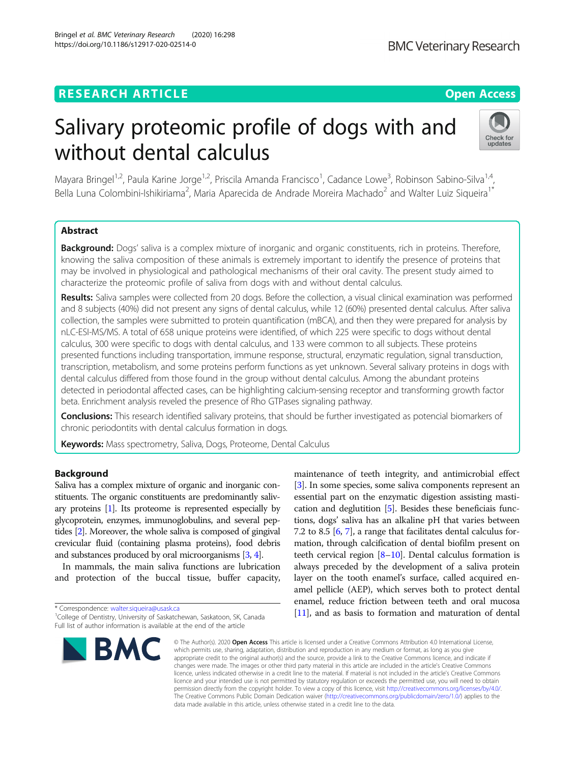RESEARCH ARTICLE

Open Access

# Salivary proteomic profile of dogs with and without dental calculus

Mayara Bringel[1,2], Paula Karine Jorge[1,2], Priscila Amanda Francisco[1], Cadance Lowe[3], Robinson Sabino-Silva[1,4], Bella Luna Colombini-Ishikiriama[2], Maria Aparecida de Andrade Moreira Machado[2] and Walter Luiz Siqueira[1*]

## Abstract

**Background:** Dogs' saliva is a complex mixture of inorganic and organic constituents, rich in proteins. Therefore, knowing the saliva composition of these animals is extremely important to identify the presence of proteins that may be involved in physiological and pathological mechanisms of their oral cavity. The present study aimed to characterize the proteomic profile of saliva from dogs with and without dental calculus.

**Results:** Saliva samples were collected from 20 dogs. Before the collection, a visual clinical examination was performed and 8 subjects (40%) did not present any signs of dental calculus, while 12 (60%) presented dental calculus. After saliva collection, the samples were submitted to protein quantification (mBCA), and then they were prepared for analysis by nLC-ESI-MS/MS. A total of 658 unique proteins were identified, of which 225 were specific to dogs without dental calculus, 300 were specific to dogs with dental calculus, and 133 were common to all subjects. These proteins presented functions including transportation, immune response, structural, enzymatic regulation, signal transduction, transcription, metabolism, and some proteins perform functions as yet unknown. Several salivary proteins in dogs with dental calculus differed from those found in the group without dental calculus. Among the abundant proteins detected in periodontal affected cases, can be highlighting calcium-sensing receptor and transforming growth factor beta. Enrichment analysis reveled the presence of Rho GTPases signaling pathway.

**Conclusions:** This research identified salivary proteins, that should be further investigated as potencial biomarkers of chronic periodontits with dental calculus formation in dogs.

**Keywords:** Mass spectrometry, Saliva, Dogs, Proteome, Dental Calculus

## Background

Saliva has a complex mixture of organic and inorganic constituents. The organic constituents are predominantly salivary proteins [1]. Its proteome is represented especially by glycoprotein, enzymes, immunoglobulins, and several peptides [2]. Moreover, the whole saliva is composed of gingival crevicular fluid (containing plasma proteins), food debris and substances produced by oral microorganisms [3, 4].

In mammals, the main saliva functions are lubrication and protection of the buccal tissue, buffer capacity, maintenance of teeth integrity, and antimicrobial effect [3]. In some species, some saliva components represent an essential part on the enzymatic digestion assisting mastication and deglutition [5]. Besides these beneficiais functions, dogs' saliva has an alkaline pH that varies between 7.2 to 8.5 [6, 7], a range that facilitates dental calculus formation, through calcification of dental biofilm present on teeth cervical region [8–10]. Dental calculus formation is always preceded by the development of a saliva protein layer on the tooth enamel's surface, called acquired enamel pellicle (AEP), which serves both to protect dental enamel, reduce friction between teeth and oral mucosa [11], and as basis to formation and maturation of dental

* Correspondence: walter.siqueira@usask.ca
[1]College of Dentistry, University of Saskatchewan, Saskatoon, SK, Canada
Full list of author information is available at the end of the article

© The Author(s). 2020 **Open Access** This article is licensed under a Creative Commons Attribution 4.0 International License, which permits use, sharing, adaptation, distribution and reproduction in any medium or format, as long as you give appropriate credit to the original author(s) and the source, provide a link to the Creative Commons licence, and indicate if changes were made. The images or other third party material in this article are included in the article's Creative Commons licence, unless indicated otherwise in a credit line to the material. If material is not included in the article's Creative Commons licence and your intended use is not permitted by statutory regulation or exceeds the permitted use, you will need to obtain permission directly from the copyright holder. To view a copy of this licence, visit http://creativecommons.org/licenses/by/4.0/. The Creative Commons Public Domain Dedication waiver (http://creativecommons.org/publicdomain/zero/1.0/) applies to the data made available in this article, unless otherwise stated in a credit line to the data.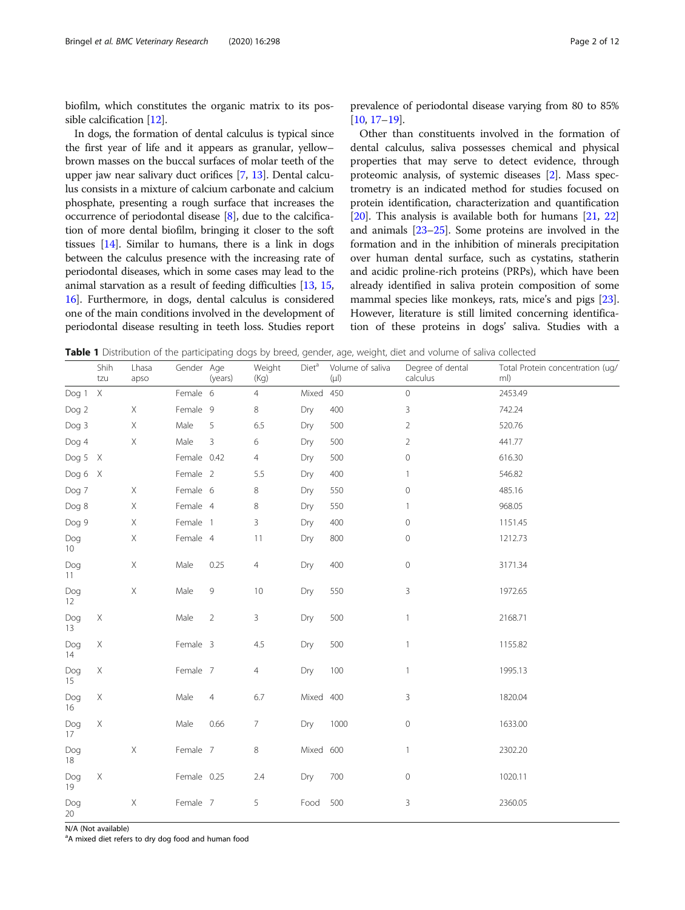biofilm, which constitutes the organic matrix to its possible calcification [12].

In dogs, the formation of dental calculus is typical since the first year of life and it appears as granular, yellow–brown masses on the buccal surfaces of molar teeth of the upper jaw near salivary duct orifices [7, 13]. Dental calculus consists in a mixture of calcium carbonate and calcium phosphate, presenting a rough surface that increases the occurrence of periodontal disease [8], due to the calcification of more dental biofilm, bringing it closer to the soft tissues [14]. Similar to humans, there is a link in dogs between the calculus presence with the increasing rate of periodontal diseases, which in some cases may lead to the animal starvation as a result of feeding difficulties [13, 15, 16]. Furthermore, in dogs, dental calculus is considered one of the main conditions involved in the development of periodontal disease resulting in teeth loss. Studies report prevalence of periodontal disease varying from 80 to 85% [10, 17–19].

Other than constituents involved in the formation of dental calculus, saliva possesses chemical and physical properties that may serve to detect evidence, through proteomic analysis, of systemic diseases [2]. Mass spectrometry is an indicated method for studies focused on protein identification, characterization and quantification [20]. This analysis is available both for humans [21, 22] and animals [23–25]. Some proteins are involved in the formation and in the inhibition of minerals precipitation over human dental surface, such as cystatins, statherin and acidic proline-rich proteins (PRPs), which have been already identified in saliva protein composition of some mammal species like monkeys, rats, mice's and pigs [23]. However, literature is still limited concerning identification of these proteins in dogs' saliva. Studies with a

**Table 1** Distribution of the participating dogs by breed, gender, age, weight, diet and volume of saliva collected

| | Shih tzu | Lhasa apso | Gender | Age (years) | Weight (Kg) | Diet[a] | Volume of saliva (μl) | Degree of dental calculus | Total Protein concentration (ug/ml) |
|---|---|---|---|---|---|---|---|---|---|
| Dog 1 | X | | Female | 6 | 4 | Mixed | 450 | 0 | 2453.49 |
| Dog 2 | | X | Female | 9 | 8 | Dry | 400 | 3 | 742.24 |
| Dog 3 | | X | Male | 5 | 6.5 | Dry | 500 | 2 | 520.76 |
| Dog 4 | | X | Male | 3 | 6 | Dry | 500 | 2 | 441.77 |
| Dog 5 | X | | Female | 0.42 | 4 | Dry | 500 | 0 | 616.30 |
| Dog 6 | X | | Female | 2 | 5.5 | Dry | 400 | 1 | 546.82 |
| Dog 7 | | X | Female | 6 | 8 | Dry | 550 | 0 | 485.16 |
| Dog 8 | | X | Female | 4 | 8 | Dry | 550 | 1 | 968.05 |
| Dog 9 | | X | Female | 1 | 3 | Dry | 400 | 0 | 1151.45 |
| Dog 10 | | X | Female | 4 | 11 | Dry | 800 | 0 | 1212.73 |
| Dog 11 | | X | Male | 0.25 | 4 | Dry | 400 | 0 | 3171.34 |
| Dog 12 | | X | Male | 9 | 10 | Dry | 550 | 3 | 1972.65 |
| Dog 13 | X | | Male | 2 | 3 | Dry | 500 | 1 | 2168.71 |
| Dog 14 | X | | Female | 3 | 4.5 | Dry | 500 | 1 | 1155.82 |
| Dog 15 | X | | Female | 7 | 4 | Dry | 100 | 1 | 1995.13 |
| Dog 16 | X | | Male | 4 | 6.7 | Mixed | 400 | 3 | 1820.04 |
| Dog 17 | X | | Male | 0.66 | 7 | Dry | 1000 | 0 | 1633.00 |
| Dog 18 | | X | Female | 7 | 8 | Mixed | 600 | 1 | 2302.20 |
| Dog 19 | X | | Female | 0.25 | 2.4 | Dry | 700 | 0 | 1020.11 |
| Dog 20 | | X | Female | 7 | 5 | Food | 500 | 3 | 2360.05 |

N/A (Not available)

[a]A mixed diet refers to dry dog food and human food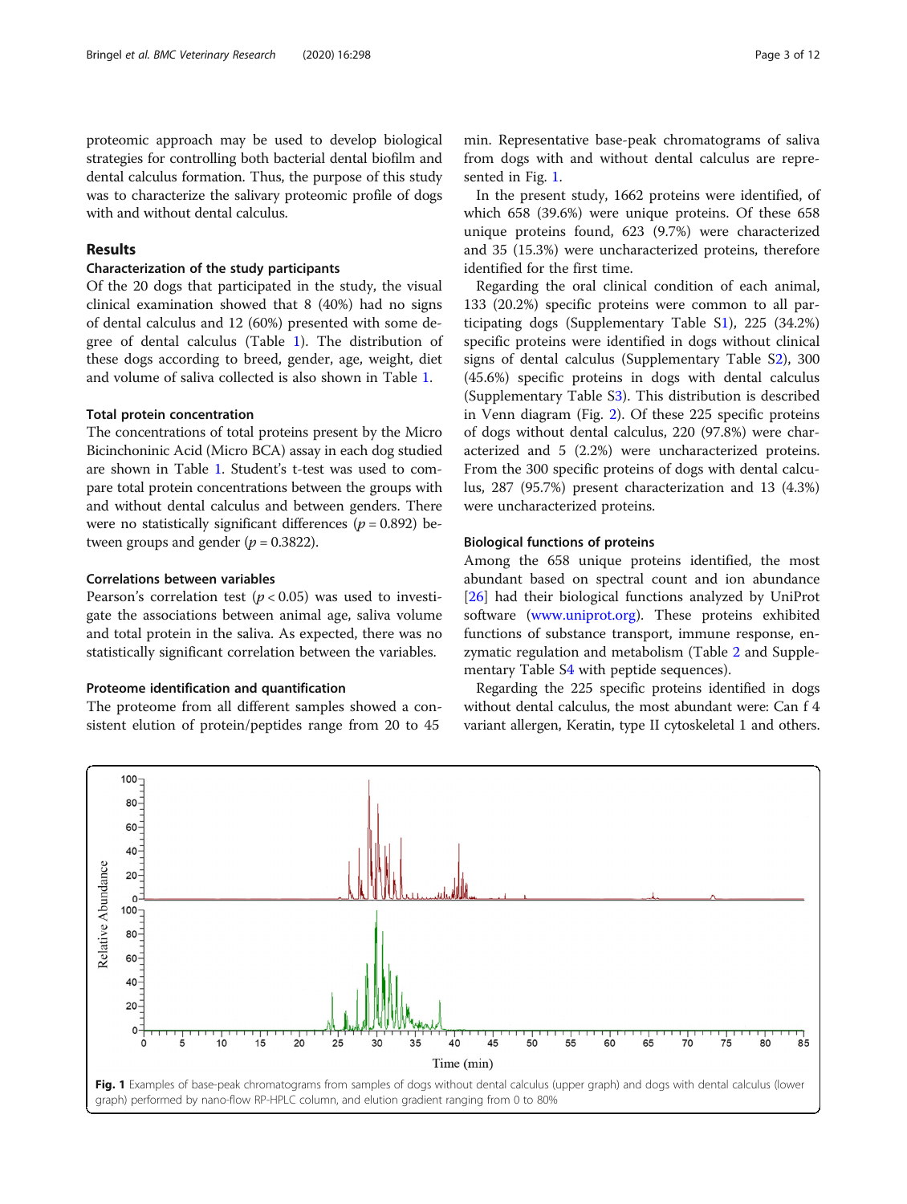proteomic approach may be used to develop biological strategies for controlling both bacterial dental biofilm and dental calculus formation. Thus, the purpose of this study was to characterize the salivary proteomic profile of dogs with and without dental calculus.

## Results

### Characterization of the study participants

Of the 20 dogs that participated in the study, the visual clinical examination showed that 8 (40%) had no signs of dental calculus and 12 (60%) presented with some degree of dental calculus (Table 1). The distribution of these dogs according to breed, gender, age, weight, diet and volume of saliva collected is also shown in Table 1.

### Total protein concentration

The concentrations of total proteins present by the Micro Bicinchoninic Acid (Micro BCA) assay in each dog studied are shown in Table 1. Student's t-test was used to compare total protein concentrations between the groups with and without dental calculus and between genders. There were no statistically significant differences ($p = 0.892$) between groups and gender ($p = 0.3822$).

### Correlations between variables

Pearson's correlation test ($p < 0.05$) was used to investigate the associations between animal age, saliva volume and total protein in the saliva. As expected, there was no statistically significant correlation between the variables.

### Proteome identification and quantification

The proteome from all different samples showed a consistent elution of protein/peptides range from 20 to 45 min. Representative base-peak chromatograms of saliva from dogs with and without dental calculus are represented in Fig. 1.

In the present study, 1662 proteins were identified, of which 658 (39.6%) were unique proteins. Of these 658 unique proteins found, 623 (9.7%) were characterized and 35 (15.3%) were uncharacterized proteins, therefore identified for the first time.

Regarding the oral clinical condition of each animal, 133 (20.2%) specific proteins were common to all participating dogs (Supplementary Table S1), 225 (34.2%) specific proteins were identified in dogs without clinical signs of dental calculus (Supplementary Table S2), 300 (45.6%) specific proteins in dogs with dental calculus (Supplementary Table S3). This distribution is described in Venn diagram (Fig. 2). Of these 225 specific proteins of dogs without dental calculus, 220 (97.8%) were characterized and 5 (2.2%) were uncharacterized proteins. From the 300 specific proteins of dogs with dental calculus, 287 (95.7%) present characterization and 13 (4.3%) were uncharacterized proteins.

### Biological functions of proteins

Among the 658 unique proteins identified, the most abundant based on spectral count and ion abundance [26] had their biological functions analyzed by UniProt software (www.uniprot.org). These proteins exhibited functions of substance transport, immune response, enzymatic regulation and metabolism (Table 2 and Supplementary Table S4 with peptide sequences).

Regarding the 225 specific proteins identified in dogs without dental calculus, the most abundant were: Can f 4 variant allergen, Keratin, type II cytoskeletal 1 and others.

Relative Abundance

100
80
60
40
20
0

100
80
60
40
20
0

0 5 10 15 20 25 30 35 40 45 50 55 60 65 70 75 80 85

Time (min)

**Fig. 1** Examples of base-peak chromatograms from samples of dogs without dental calculus (upper graph) and dogs with dental calculus (lower graph) performed by nano-flow RP-HPLC column, and elution gradient ranging from 0 to 80%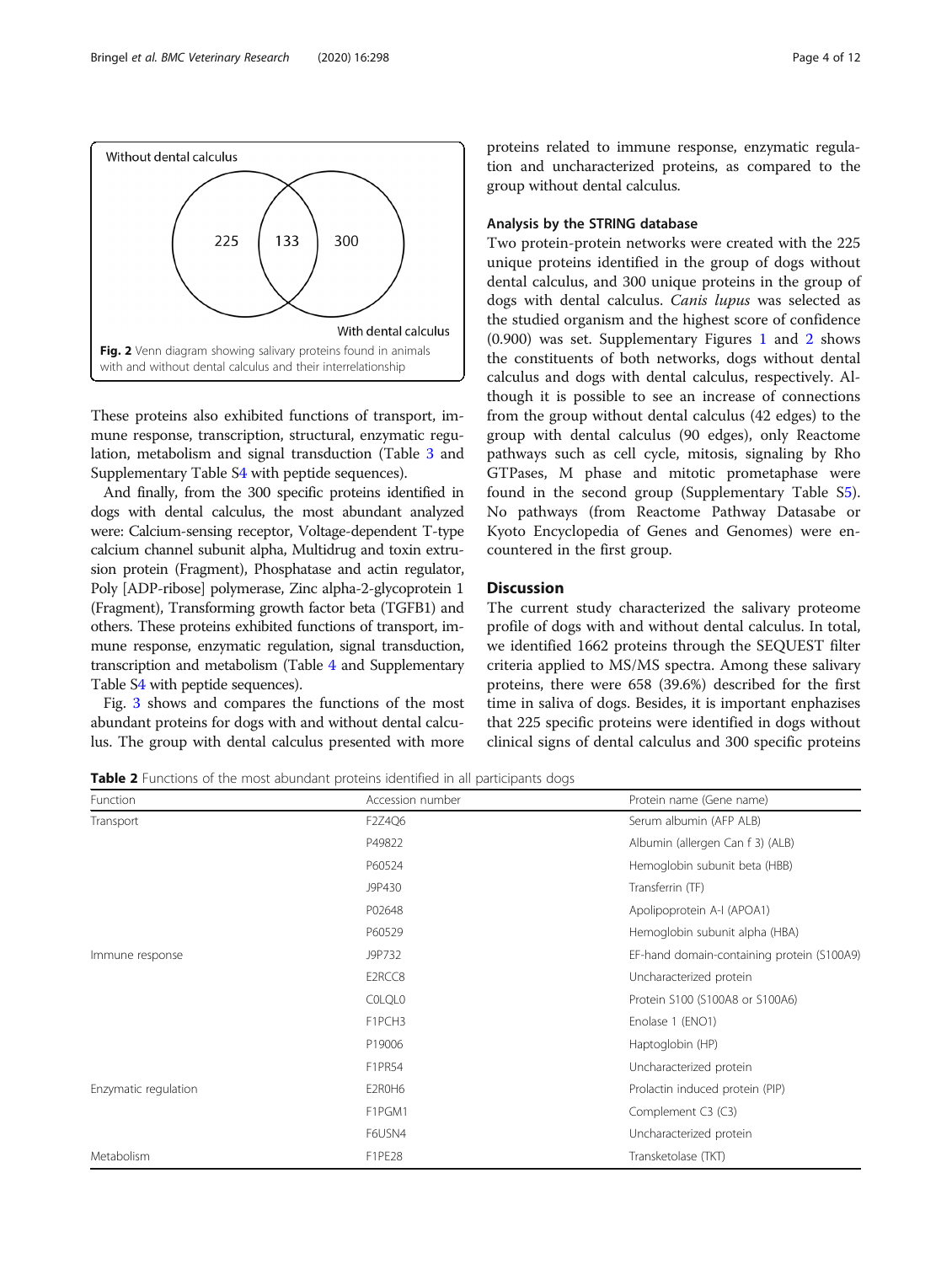Without dental calculus

225

133

300

With dental calculus

**Fig. 2** Venn diagram showing salivary proteins found in animals with and without dental calculus and their interrelationship

These proteins also exhibited functions of transport, immune response, transcription, structural, enzymatic regulation, metabolism and signal transduction (Table 3 and Supplementary Table S4 with peptide sequences).

And finally, from the 300 specific proteins identified in dogs with dental calculus, the most abundant analyzed were: Calcium-sensing receptor, Voltage-dependent T-type calcium channel subunit alpha, Multidrug and toxin extrusion protein (Fragment), Phosphatase and actin regulator, Poly [ADP-ribose] polymerase, Zinc alpha-2-glycoprotein 1 (Fragment), Transforming growth factor beta (TGFB1) and others. These proteins exhibited functions of transport, immune response, enzymatic regulation, signal transduction, transcription and metabolism (Table 4 and Supplementary Table S4 with peptide sequences).

Fig. 3 shows and compares the functions of the most abundant proteins for dogs with and without dental calculus. The group with dental calculus presented with more proteins related to immune response, enzymatic regulation and uncharacterized proteins, as compared to the group without dental calculus.

### Analysis by the STRING database

Two protein-protein networks were created with the 225 unique proteins identified in the group of dogs without dental calculus, and 300 unique proteins in the group of dogs with dental calculus. *Canis lupus* was selected as the studied organism and the highest score of confidence (0.900) was set. Supplementary Figures 1 and 2 shows the constituents of both networks, dogs without dental calculus and dogs with dental calculus, respectively. Although it is possible to see an increase of connections from the group without dental calculus (42 edges) to the group with dental calculus (90 edges), only Reactome pathways such as cell cycle, mitosis, signaling by Rho GTPases, M phase and mitotic prometaphase were found in the second group (Supplementary Table S5). No pathways (from Reactome Pathway Datasabe or Kyoto Encyclopedia of Genes and Genomes) were encountered in the first group.

## Discussion

The current study characterized the salivary proteome profile of dogs with and without dental calculus. In total, we identified 1662 proteins through the SEQUEST filter criteria applied to MS/MS spectra. Among these salivary proteins, there were 658 (39.6%) described for the first time in saliva of dogs. Besides, it is important enphazises that 225 specific proteins were identified in dogs without clinical signs of dental calculus and 300 specific proteins

**Table 2** Functions of the most abundant proteins identified in all participants dogs

| Function | Accession number | Protein name (Gene name) |
|---|---|---|
| Transport | F2Z4Q6 | Serum albumin (AFP ALB) |
| | P49822 | Albumin (allergen Can f 3) (ALB) |
| | P60524 | Hemoglobin subunit beta (HBB) |
| | J9P430 | Transferrin (TF) |
| | P02648 | Apolipoprotein A-I (APOA1) |
| | P60529 | Hemoglobin subunit alpha (HBA) |
| Immune response | J9P732 | EF-hand domain-containing protein (S100A9) |
| | E2RCC8 | Uncharacterized protein |
| | C0LQL0 | Protein S100 (S100A8 or S100A6) |
| | F1PCH3 | Enolase 1 (ENO1) |
| | P19006 | Haptoglobin (HP) |
| | F1PR54 | Uncharacterized protein |
| Enzymatic regulation | E2R0H6 | Prolactin induced protein (PIP) |
| | F1PGM1 | Complement C3 (C3) |
| | F6USN4 | Uncharacterized protein |
| Metabolism | F1PE28 | Transketolase (TKT) |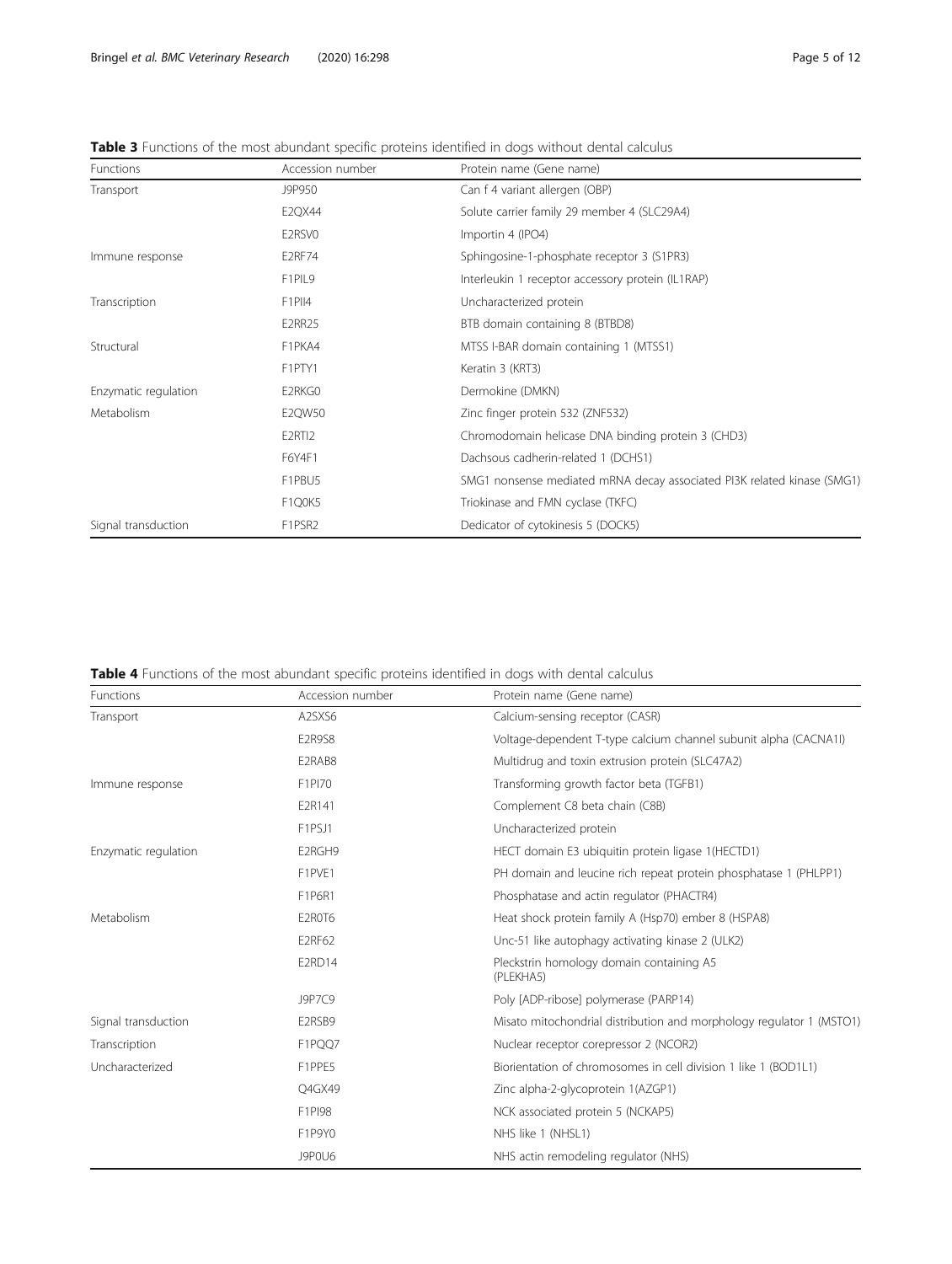**Table 3** Functions of the most abundant specific proteins identified in dogs without dental calculus

| Functions | Accession number | Protein name (Gene name) |
| --- | --- | --- |
| Transport | J9P950 | Can f 4 variant allergen (OBP) |
| | E2QX44 | Solute carrier family 29 member 4 (SLC29A4) |
| | E2RSV0 | Importin 4 (IPO4) |
| Immune response | E2RF74 | Sphingosine-1-phosphate receptor 3 (S1PR3) |
| | F1PIL9 | Interleukin 1 receptor accessory protein (IL1RAP) |
| Transcription | F1PII4 | Uncharacterized protein |
| | E2RR25 | BTB domain containing 8 (BTBD8) |
| Structural | F1PKA4 | MTSS I-BAR domain containing 1 (MTSS1) |
| | F1PTY1 | Keratin 3 (KRT3) |
| Enzymatic regulation | E2RKG0 | Dermokine (DMKN) |
| Metabolism | E2QW50 | Zinc finger protein 532 (ZNF532) |
| | E2RTI2 | Chromodomain helicase DNA binding protein 3 (CHD3) |
| | F6Y4F1 | Dachsous cadherin-related 1 (DCHS1) |
| | F1PBU5 | SMG1 nonsense mediated mRNA decay associated PI3K related kinase (SMG1) |
| | F1Q0K5 | Triokinase and FMN cyclase (TKFC) |
| Signal transduction | F1PSR2 | Dedicator of cytokinesis 5 (DOCK5) |

**Table 4** Functions of the most abundant specific proteins identified in dogs with dental calculus

| Functions | Accession number | Protein name (Gene name) |
| --- | --- | --- |
| Transport | A2SXS6 | Calcium-sensing receptor (CASR) |
| | E2R9S8 | Voltage-dependent T-type calcium channel subunit alpha (CACNA1I) |
| | E2RAB8 | Multidrug and toxin extrusion protein (SLC47A2) |
| Immune response | F1PI70 | Transforming growth factor beta (TGFB1) |
| | E2R141 | Complement C8 beta chain (C8B) |
| | F1PSJ1 | Uncharacterized protein |
| Enzymatic regulation | E2RGH9 | HECT domain E3 ubiquitin protein ligase 1(HECTD1) |
| | F1PVE1 | PH domain and leucine rich repeat protein phosphatase 1 (PHLPP1) |
| | F1P6R1 | Phosphatase and actin regulator (PHACTR4) |
| Metabolism | E2R0T6 | Heat shock protein family A (Hsp70) ember 8 (HSPA8) |
| | E2RF62 | Unc-51 like autophagy activating kinase 2 (ULK2) |
| | E2RD14 | Pleckstrin homology domain containing A5 (PLEKHA5) |
| | J9P7C9 | Poly [ADP-ribose] polymerase (PARP14) |
| Signal transduction | E2RSB9 | Misato mitochondrial distribution and morphology regulator 1 (MSTO1) |
| Transcription | F1PQQ7 | Nuclear receptor corepressor 2 (NCOR2) |
| Uncharacterized | F1PPE5 | Biorientation of chromosomes in cell division 1 like 1 (BOD1L1) |
| | Q4GX49 | Zinc alpha-2-glycoprotein 1(AZGP1) |
| | F1PI98 | NCK associated protein 5 (NCKAP5) |
| | F1P9Y0 | NHS like 1 (NHSL1) |
| | J9P0U6 | NHS actin remodeling regulator (NHS) |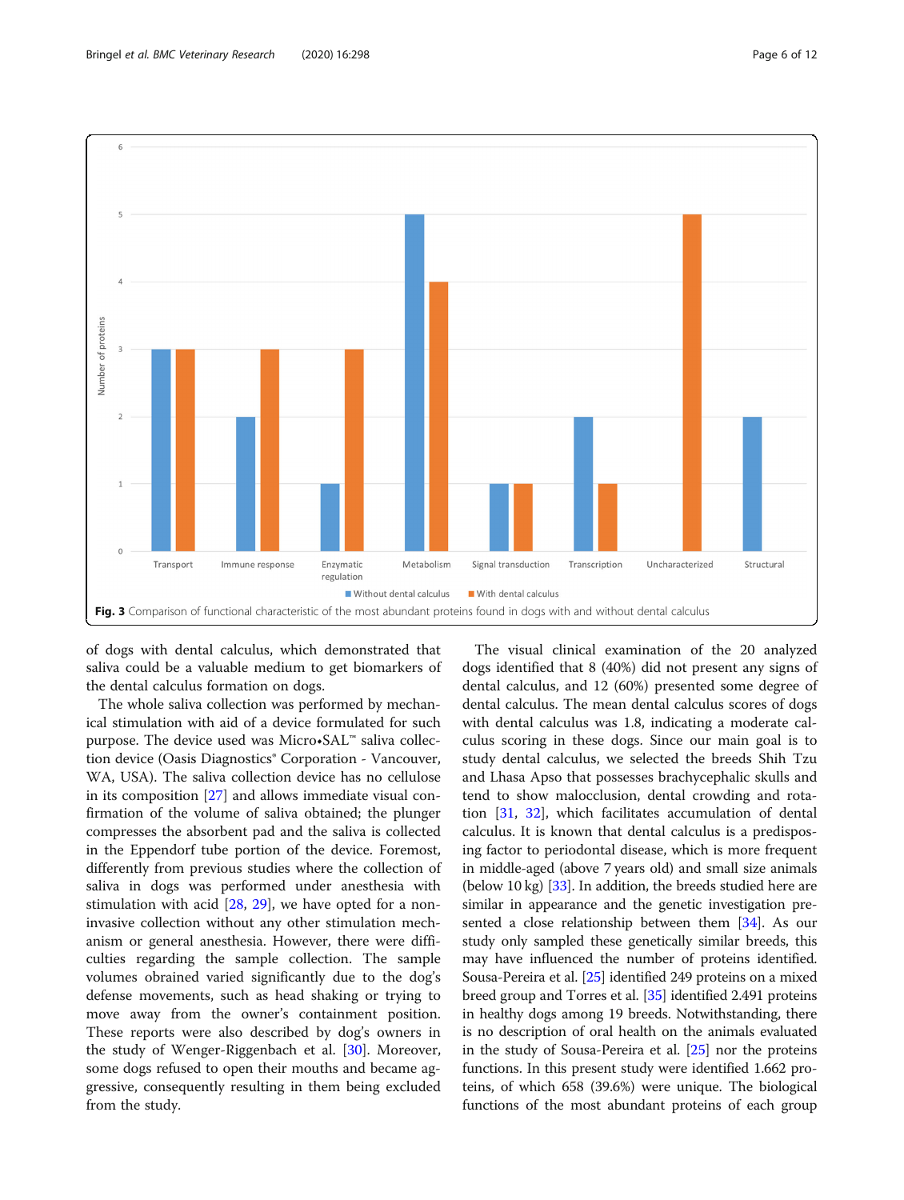6

5

4

3

2

1

0

Number of proteins

Transport

Immune response

Enzymatic regulation

Metabolism

Signal transduction

Transcription

Uncharacterized

Structural

Without dental calculus

With dental calculus

**Fig. 3** Comparison of functional characteristic of the most abundant proteins found in dogs with and without dental calculus

of dogs with dental calculus, which demonstrated that saliva could be a valuable medium to get biomarkers of the dental calculus formation on dogs.

The whole saliva collection was performed by mechanical stimulation with aid of a device formulated for such purpose. The device used was Micro•SAL™ saliva collection device (Oasis Diagnostics® Corporation - Vancouver, WA, USA). The saliva collection device has no cellulose in its composition [27] and allows immediate visual confirmation of the volume of saliva obtained; the plunger compresses the absorbent pad and the saliva is collected in the Eppendorf tube portion of the device. Foremost, differently from previous studies where the collection of saliva in dogs was performed under anesthesia with stimulation with acid [28, 29], we have opted for a non-invasive collection without any other stimulation mechanism or general anesthesia. However, there were difficulties regarding the sample collection. The sample volumes obrained varied significantly due to the dog's defense movements, such as head shaking or trying to move away from the owner's containment position. These reports were also described by dog's owners in the study of Wenger-Riggenbach et al. [30]. Moreover, some dogs refused to open their mouths and became aggressive, consequently resulting in them being excluded from the study.

The visual clinical examination of the 20 analyzed dogs identified that 8 (40%) did not present any signs of dental calculus, and 12 (60%) presented some degree of dental calculus. The mean dental calculus scores of dogs with dental calculus was 1.8, indicating a moderate calculus scoring in these dogs. Since our main goal is to study dental calculus, we selected the breeds Shih Tzu and Lhasa Apso that possesses brachycephalic skulls and tend to show malocclusion, dental crowding and rotation [31, 32], which facilitates accumulation of dental calculus. It is known that dental calculus is a predisposing factor to periodontal disease, which is more frequent in middle-aged (above 7 years old) and small size animals (below 10 kg) [33]. In addition, the breeds studied here are similar in appearance and the genetic investigation presented a close relationship between them [34]. As our study only sampled these genetically similar breeds, this may have influenced the number of proteins identified. Sousa-Pereira et al. [25] identified 249 proteins on a mixed breed group and Torres et al. [35] identified 2.491 proteins in healthy dogs among 19 breeds. Notwithstanding, there is no description of oral health on the animals evaluated in the study of Sousa-Pereira et al. [25] nor the proteins functions. In this present study were identified 1.662 proteins, of which 658 (39.6%) were unique. The biological functions of the most abundant proteins of each group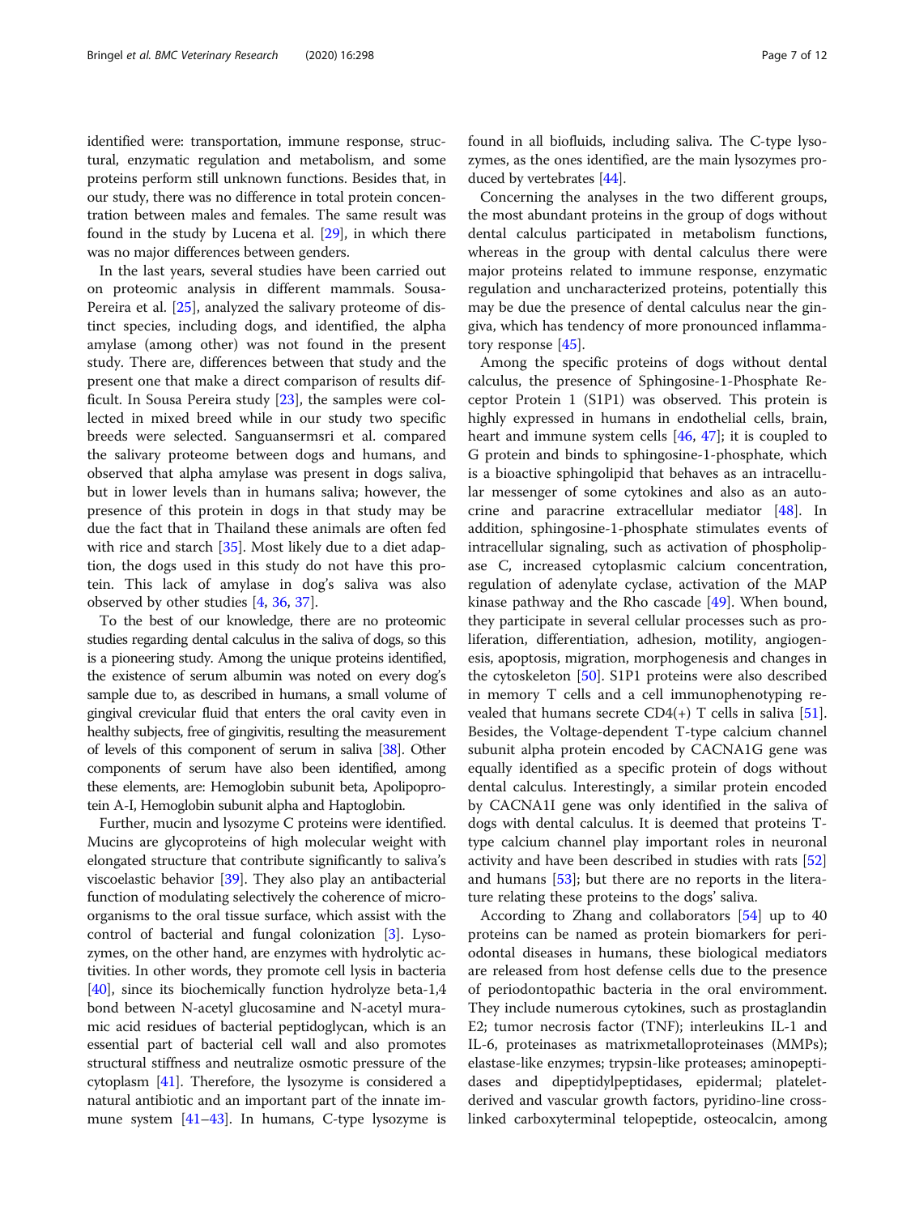identified were: transportation, immune response, structural, enzymatic regulation and metabolism, and some proteins perform still unknown functions. Besides that, in our study, there was no difference in total protein concentration between males and females. The same result was found in the study by Lucena et al. [29], in which there was no major differences between genders.

In the last years, several studies have been carried out on proteomic analysis in different mammals. Sousa-Pereira et al. [25], analyzed the salivary proteome of distinct species, including dogs, and identified, the alpha amylase (among other) was not found in the present study. There are, differences between that study and the present one that make a direct comparison of results difficult. In Sousa Pereira study [23], the samples were collected in mixed breed while in our study two specific breeds were selected. Sanguansermsri et al. compared the salivary proteome between dogs and humans, and observed that alpha amylase was present in dogs saliva, but in lower levels than in humans saliva; however, the presence of this protein in dogs in that study may be due the fact that in Thailand these animals are often fed with rice and starch [35]. Most likely due to a diet adaptation, the dogs used in this study do not have this protein. This lack of amylase in dog's saliva was also observed by other studies [4, 36, 37].

To the best of our knowledge, there are no proteomic studies regarding dental calculus in the saliva of dogs, so this is a pioneering study. Among the unique proteins identified, the existence of serum albumin was noted on every dog's sample due to, as described in humans, a small volume of gingival crevicular fluid that enters the oral cavity even in healthy subjects, free of gingivitis, resulting the measurement of levels of this component of serum in saliva [38]. Other components of serum have also been identified, among these elements, are: Hemoglobin subunit beta, Apolipoprotein A-I, Hemoglobin subunit alpha and Haptoglobin.

Further, mucin and lysozyme C proteins were identified. Mucins are glycoproteins of high molecular weight with elongated structure that contribute significantly to saliva's viscoelastic behavior [39]. They also play an antibacterial function of modulating selectively the coherence of microorganisms to the oral tissue surface, which assist with the control of bacterial and fungal colonization [3]. Lysozymes, on the other hand, are enzymes with hydrolytic activities. In other words, they promote cell lysis in bacteria [40], since its biochemically function hydrolyze beta-1,4 bond between N-acetyl glucosamine and N-acetyl muramic acid residues of bacterial peptidoglycan, which is an essential part of bacterial cell wall and also promotes structural stiffness and neutralize osmotic pressure of the cytoplasm [41]. Therefore, the lysozyme is considered a natural antibiotic and an important part of the innate immune system [41–43]. In humans, C-type lysozyme is found in all biofluids, including saliva. The C-type lysozymes, as the ones identified, are the main lysozymes produced by vertebrates [44].

Concerning the analyses in the two different groups, the most abundant proteins in the group of dogs without dental calculus participated in metabolism functions, whereas in the group with dental calculus there were major proteins related to immune response, enzymatic regulation and uncharacterized proteins, potentially this may be due the presence of dental calculus near the gingiva, which has tendency of more pronounced inflammatory response [45].

Among the specific proteins of dogs without dental calculus, the presence of Sphingosine-1-Phosphate Receptor Protein 1 (S1P1) was observed. This protein is highly expressed in humans in endothelial cells, brain, heart and immune system cells [46, 47]; it is coupled to G protein and binds to sphingosine-1-phosphate, which is a bioactive sphingolipid that behaves as an intracellular messenger of some cytokines and also as an autocrine and paracrine extracellular mediator [48]. In addition, sphingosine-1-phosphate stimulates events of intracellular signaling, such as activation of phospholipase C, increased cytoplasmic calcium concentration, regulation of adenylate cyclase, activation of the MAP kinase pathway and the Rho cascade [49]. When bound, they participate in several cellular processes such as proliferation, differentiation, adhesion, motility, angiogenesis, apoptosis, migration, morphogenesis and changes in the cytoskeleton [50]. S1P1 proteins were also described in memory T cells and a cell immunophenotyping revealed that humans secrete CD4(+) T cells in saliva [51]. Besides, the Voltage-dependent T-type calcium channel subunit alpha protein encoded by CACNA1G gene was equally identified as a specific protein of dogs without dental calculus. Interestingly, a similar protein encoded by CACNA1I gene was only identified in the saliva of dogs with dental calculus. It is deemed that proteins T-type calcium channel play important roles in neuronal activity and have been described in studies with rats [52] and humans [53]; but there are no reports in the literature relating these proteins to the dogs' saliva.

According to Zhang and collaborators [54] up to 40 proteins can be named as protein biomarkers for periodontal diseases in humans, these biological mediators are released from host defense cells due to the presence of periodontopathic bacteria in the oral environment. They include numerous cytokines, such as prostaglandin E2; tumor necrosis factor (TNF); interleukins IL-1 and IL-6, proteinases as matrixmetalloproteinases (MMPs); elastase-like enzymes; trypsin-like proteases; aminopeptidases and dipeptidylpeptidases, epidermal; platelet-derived and vascular growth factors, pyridino-line cross-linked carboxyterminal telopeptide, osteocalcin, among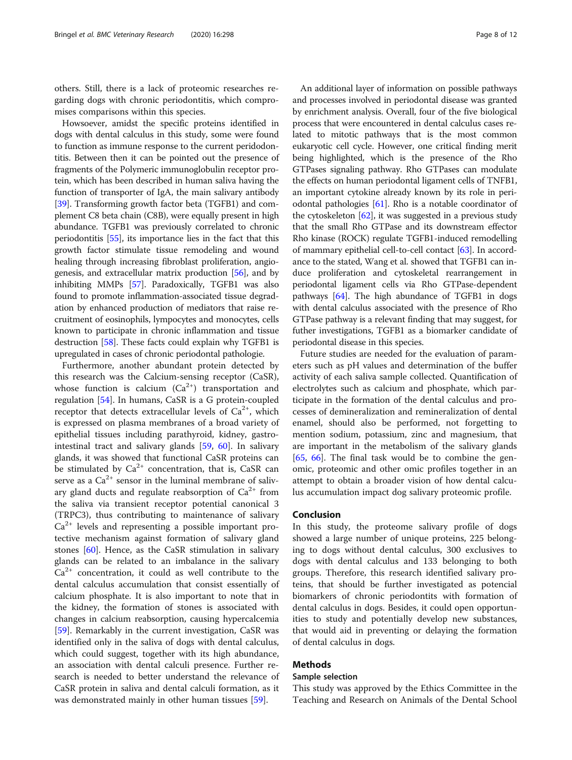others. Still, there is a lack of proteomic researches regarding dogs with chronic periodontitis, which compromises comparisons within this species.

Howsoever, amidst the specific proteins identified in dogs with dental calculus in this study, some were found to function as immune response to the current peridodontitis. Between then it can be pointed out the presence of fragments of the Polymeric immunoglobulin receptor protein, which has been described in human saliva having the function of transporter of IgA, the main salivary antibody [39]. Transforming growth factor beta (TGFB1) and complement C8 beta chain (C8B), were equally present in high abundance. TGFB1 was previously correlated to chronic periodontitis [55], its importance lies in the fact that this growth factor stimulate tissue remodeling and wound healing through increasing fibroblast proliferation, angiogenesis, and extracellular matrix production [56], and by inhibiting MMPs [57]. Paradoxically, TGFB1 was also found to promote inflammation-associated tissue degradation by enhanced production of mediators that raise recruitment of eosinophils, lympocytes and monocytes, cells known to participate in chronic inflammation and tissue destruction [58]. These facts could explain why TGFB1 is upregulated in cases of chronic periodontal pathologie.

Furthermore, another abundant protein detected by this research was the Calcium-sensing receptor (CaSR), whose function is calcium ($Ca^{2+}$) transportation and regulation [54]. In humans, CaSR is a G protein-coupled receptor that detects extracellular levels of $Ca^{2+}$, which is expressed on plasma membranes of a broad variety of epithelial tissues including parathyroid, kidney, gastrointestinal tract and salivary glands [59, 60]. In salivary glands, it was showed that functional CaSR proteins can be stimulated by $Ca^{2+}$ concentration, that is, CaSR can serve as a $Ca^{2+}$ sensor in the luminal membrane of salivary gland ducts and regulate reabsorption of $Ca^{2+}$ from the saliva via transient receptor potential canonical 3 (TRPC3), thus contributing to maintenance of salivary $Ca^{2+}$ levels and representing a possible important protective mechanism against formation of salivary gland stones [60]. Hence, as the CaSR stimulation in salivary glands can be related to an imbalance in the salivary $Ca^{2+}$ concentration, it could as well contribute to the dental calculus accumulation that consist essentially of calcium phosphate. It is also important to note that in the kidney, the formation of stones is associated with changes in calcium reabsorption, causing hypercalcemia [59]. Remarkably in the current investigation, CaSR was identified only in the saliva of dogs with dental calculus, which could suggest, together with its high abundance, an association with dental calculi presence. Further research is needed to better understand the relevance of CaSR protein in saliva and dental calculi formation, as it was demonstrated mainly in other human tissues [59].

An additional layer of information on possible pathways and processes involved in periodontal disease was granted by enrichment analysis. Overall, four of the five biological process that were encountered in dental calculus cases related to mitotic pathways that is the most common eukaryotic cell cycle. However, one critical finding merit being highlighted, which is the presence of the Rho GTPases signaling pathway. Rho GTPases can modulate the effects on human periodontal ligament cells of TNFB1, an important cytokine already known by its role in periodontal pathologies [61]. Rho is a notable coordinator of the cytoskeleton [62], it was suggested in a previous study that the small Rho GTPase and its downstream effector Rho kinase (ROCK) regulate TGFB1-induced remodelling of mammary epithelial cell-to-cell contact [63]. In accordance to the stated, Wang et al. showed that TGFB1 can induce proliferation and cytoskeletal rearrangement in periodontal ligament cells via Rho GTPase-dependent pathways [64]. The high abundance of TGFB1 in dogs with dental calculus associated with the presence of Rho GTPase pathway is a relevant finding that may suggest, for futher investigations, TGFB1 as a biomarker candidate of periodontal disease in this species.

Future studies are needed for the evaluation of parameters such as pH values and determination of the buffer activity of each saliva sample collected. Quantification of electrolytes such as calcium and phosphate, which participate in the formation of the dental calculus and processes of demineralization and remineralization of dental enamel, should also be performed, not forgetting to mention sodium, potassium, zinc and magnesium, that are important in the metabolism of the salivary glands [65, 66]. The final task would be to combine the genomic, proteomic and other omic profiles together in an attempt to obtain a broader vision of how dental calculus accumulation impact dog salivary proteomic profile.

## Conclusion

In this study, the proteome salivary profile of dogs showed a large number of unique proteins, 225 belonging to dogs without dental calculus, 300 exclusives to dogs with dental calculus and 133 belonging to both groups. Therefore, this research identified salivary proteins, that should be further investigated as potencial biomarkers of chronic periodontits with formation of dental calculus in dogs. Besides, it could open opportunities to study and potentially develop new substances, that would aid in preventing or delaying the formation of dental calculus in dogs.

## Methods

### Sample selection

This study was approved by the Ethics Committee in the Teaching and Research on Animals of the Dental School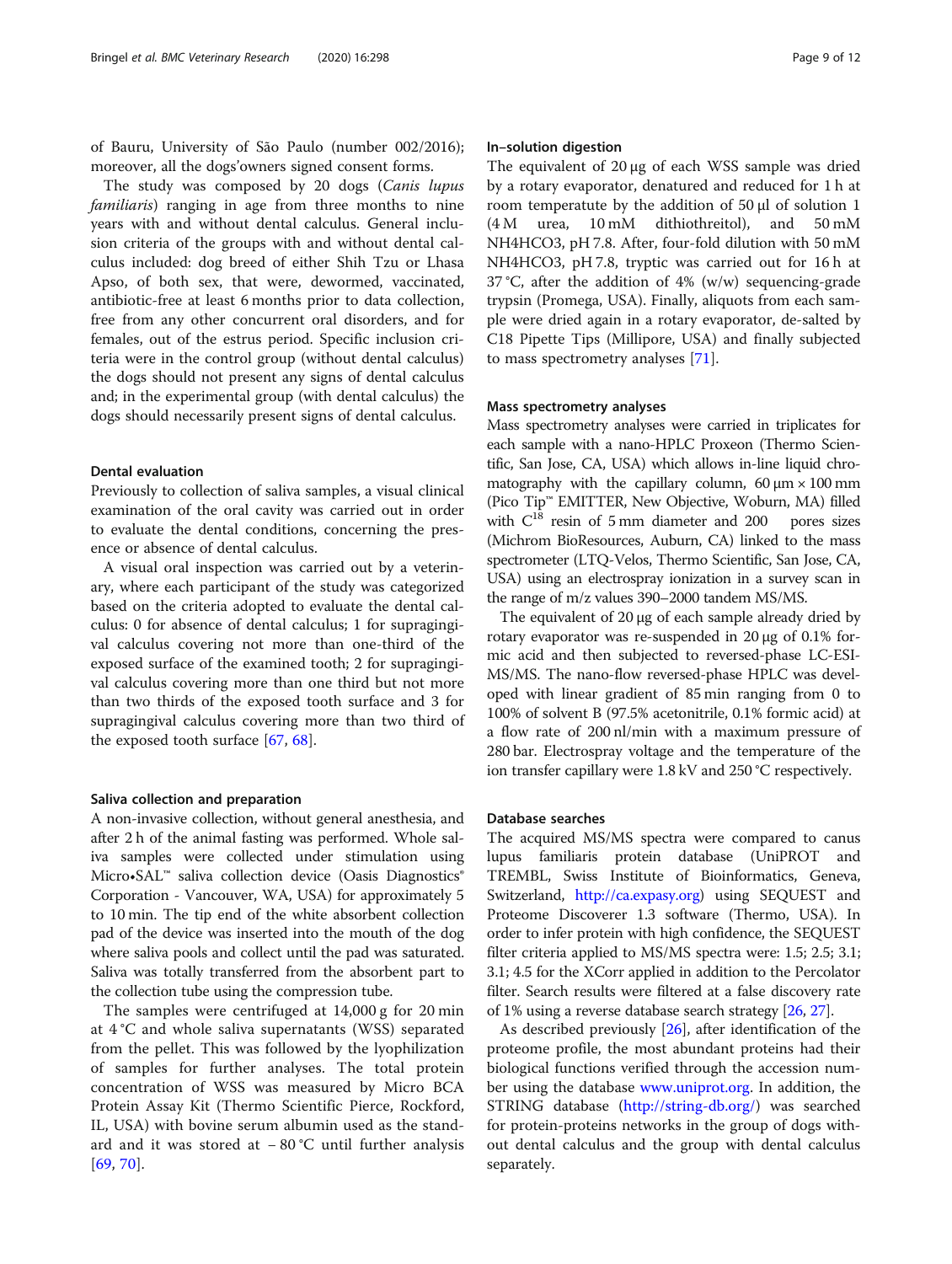of Bauru, University of São Paulo (number 002/2016); moreover, all the dogs'owners signed consent forms.

The study was composed by 20 dogs (*Canis lupus familiaris*) ranging in age from three months to nine years with and without dental calculus. General inclusion criteria of the groups with and without dental calculus included: dog breed of either Shih Tzu or Lhasa Apso, of both sex, that were, dewormed, vaccinated, antibiotic-free at least 6 months prior to data collection, free from any other concurrent oral disorders, and for females, out of the estrus period. Specific inclusion criteria were in the control group (without dental calculus) the dogs should not present any signs of dental calculus and; in the experimental group (with dental calculus) the dogs should necessarily present signs of dental calculus.

### Dental evaluation

Previously to collection of saliva samples, a visual clinical examination of the oral cavity was carried out in order to evaluate the dental conditions, concerning the presence or absence of dental calculus.

A visual oral inspection was carried out by a veterinary, where each participant of the study was categorized based on the criteria adopted to evaluate the dental calculus: 0 for absence of dental calculus; 1 for supragingival calculus covering not more than one-third of the exposed surface of the examined tooth; 2 for supragingival calculus covering more than one third but not more than two thirds of the exposed tooth surface and 3 for supragingival calculus covering more than two third of the exposed tooth surface [67, 68].

### Saliva collection and preparation

A non-invasive collection, without general anesthesia, and after 2 h of the animal fasting was performed. Whole saliva samples were collected under stimulation using Micro•SAL™ saliva collection device (Oasis Diagnostics® Corporation - Vancouver, WA, USA) for approximately 5 to 10 min. The tip end of the white absorbent collection pad of the device was inserted into the mouth of the dog where saliva pools and collect until the pad was saturated. Saliva was totally transferred from the absorbent part to the collection tube using the compression tube.

The samples were centrifuged at 14,000 g for 20 min at 4 °C and whole saliva supernatants (WSS) separated from the pellet. This was followed by the lyophilization of samples for further analyses. The total protein concentration of WSS was measured by Micro BCA Protein Assay Kit (Thermo Scientific Pierce, Rockford, IL, USA) with bovine serum albumin used as the standard and it was stored at − 80 °C until further analysis [69, 70].

### In–solution digestion

The equivalent of 20 μg of each WSS sample was dried by a rotary evaporator, denatured and reduced for 1 h at room temperatute by the addition of 50 μl of solution 1 (4 M urea, 10 mM dithiothreitol), and 50 mM $NH_4HCO_3$, pH 7.8. After, four-fold dilution with 50 mM $NH_4HCO_3$, pH 7.8, tryptic was carried out for 16 h at 37 °C, after the addition of 4% (w/w) sequencing-grade trypsin (Promega, USA). Finally, aliquots from each sample were dried again in a rotary evaporator, de-salted by C18 Pipette Tips (Millipore, USA) and finally subjected to mass spectrometry analyses [71].

### Mass spectrometry analyses

Mass spectrometry analyses were carried in triplicates for each sample with a nano-HPLC Proxeon (Thermo Scientific, San Jose, CA, USA) which allows in-line liquid chromatography with the capillary column, 60 μm × 100 mm (Pico Tip™ EMITTER, New Objective, Woburn, MA) filled with $C^{18}$ resin of 5 mm diameter and 200 pores sizes (Michrom BioResources, Auburn, CA) linked to the mass spectrometer (LTQ-Velos, Thermo Scientific, San Jose, CA, USA) using an electrospray ionization in a survey scan in the range of m/z values 390–2000 tandem MS/MS.

The equivalent of 20 μg of each sample already dried by rotary evaporator was re-suspended in 20 μg of 0.1% formic acid and then subjected to reversed-phase LC-ESI-MS/MS. The nano-flow reversed-phase HPLC was developed with linear gradient of 85 min ranging from 0 to 100% of solvent B (97.5% acetonitrile, 0.1% formic acid) at a flow rate of 200 nl/min with a maximum pressure of 280 bar. Electrospray voltage and the temperature of the ion transfer capillary were 1.8 kV and 250 °C respectively.

### Database searches

The acquired MS/MS spectra were compared to canus lupus familiaris protein database (UniPROT and TREMBL, Swiss Institute of Bioinformatics, Geneva, Switzerland, http://ca.expasy.org) using SEQUEST and Proteome Discoverer 1.3 software (Thermo, USA). In order to infer protein with high confidence, the SEQUEST filter criteria applied to MS/MS spectra were: 1.5; 2.5; 3.1; 3.1; 4.5 for the XCorr applied in addition to the Percolator filter. Search results were filtered at a false discovery rate of 1% using a reverse database search strategy [26, 27].

As described previously [26], after identification of the proteome profile, the most abundant proteins had their biological functions verified through the accession number using the database www.uniprot.org. In addition, the STRING database (http://string-db.org/) was searched for protein-proteins networks in the group of dogs without dental calculus and the group with dental calculus separately.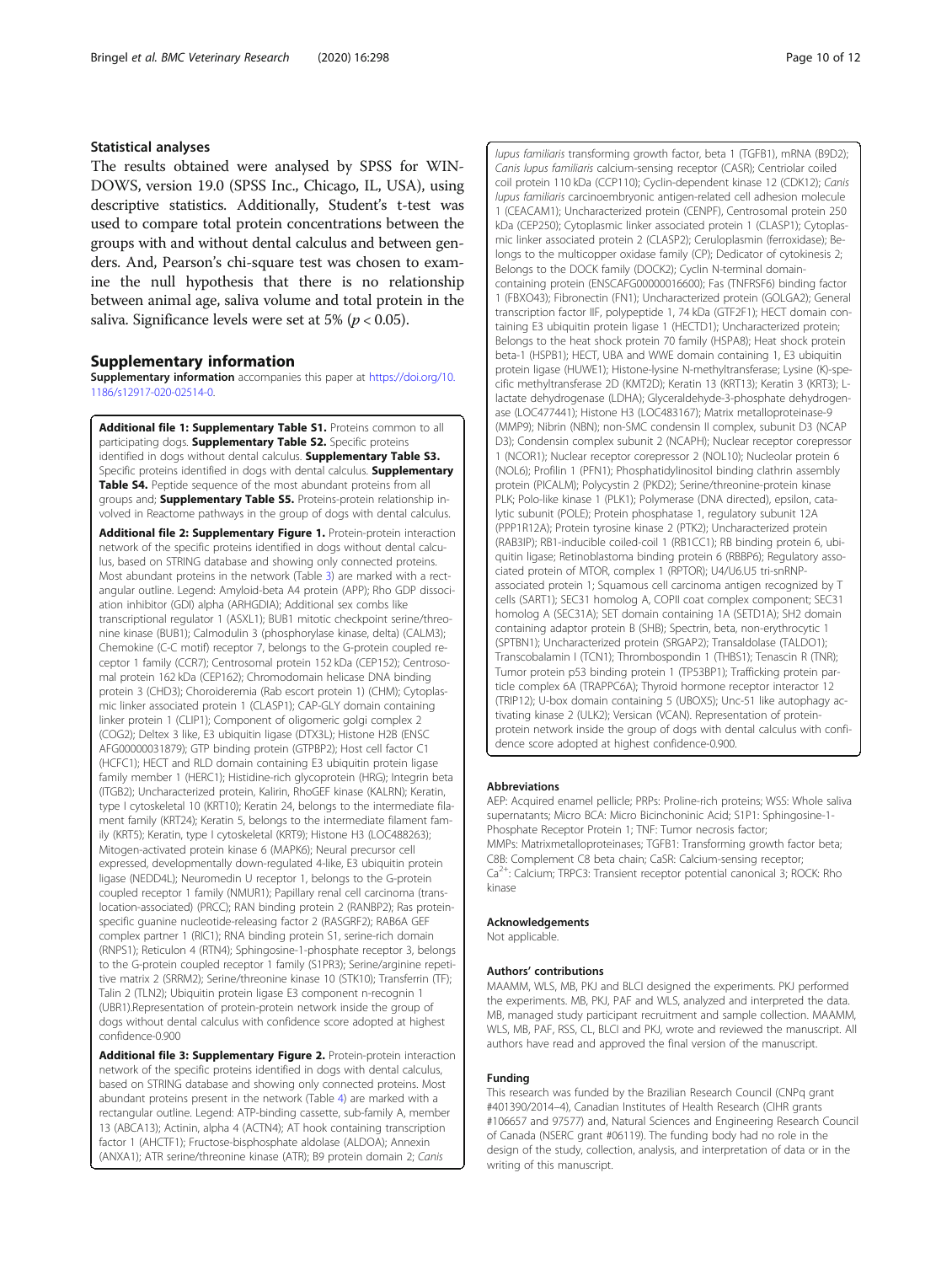### Statistical analyses

The results obtained were analysed by SPSS for WINDOWS, version 19.0 (SPSS Inc., Chicago, IL, USA), using descriptive statistics. Additionally, Student's t-test was used to compare total protein concentrations between the groups with and without dental calculus and between genders. And, Pearson's chi-square test was chosen to examine the null hypothesis that there is no relationship between animal age, saliva volume and total protein in the saliva. Significance levels were set at 5% ($p < 0.05$).

## Supplementary information

**Supplementary information** accompanies this paper at https://doi.org/10.1186/s12917-020-02514-0.

**Additional file 1: Supplementary Table S1.** Proteins common to all participating dogs. **Supplementary Table S2.** Specific proteins identified in dogs without dental calculus. **Supplementary Table S3.** Specific proteins identified in dogs with dental calculus. **Supplementary Table S4.** Peptide sequence of the most abundant proteins from all groups and; **Supplementary Table S5.** Proteins-protein relationship involved in Reactome pathways in the group of dogs with dental calculus.

**Additional file 2: Supplementary Figure 1.** Protein-protein interaction network of the specific proteins identified in dogs without dental calculus, based on STRING database and showing only connected proteins. Most abundant proteins in the network (Table 3) are marked with a rectangular outline. Legend: Amyloid-beta A4 protein (APP); Rho GDP dissociation inhibitor (GDI) alpha (ARHGDIA); Additional sex combs like transcriptional regulator 1 (ASXL1); BUB1 mitotic checkpoint serine/threonine kinase (BUB1); Calmodulin 3 (phosphorylase kinase, delta) (CALM3); Chemokine (C-C motif) receptor 7, belongs to the G-protein coupled receptor 1 family (CCR7); Centrosomal protein 152 kDa (CEP152); Centrosomal protein 162 kDa (CEP162); Chromodomain helicase DNA binding protein 3 (CHD3); Choroideremia (Rab escort protein 1) (CHM); Cytoplasmic linker associated protein 1 (CLASP1); CAP-GLY domain containing linker protein 1 (CLIP1); Component of oligomeric golgi complex 2 (COG2); Deltex 3 like, E3 ubiquitin ligase (DTX3L); Histone H2B (ENSCAFG00000031879); GTP binding protein (GTPBP2); Host cell factor C1 (HCFC1); HECT and RLD domain containing E3 ubiquitin protein ligase family member 1 (HERC1); Histidine-rich glycoprotein (HRG); Integrin beta (ITGB2); Uncharacterized protein, Kalirin, RhoGEF kinase (KALRN); Keratin, type I cytoskeletal 10 (KRT10); Keratin 24, belongs to the intermediate filament family (KRT24); Keratin 5, belongs to the intermediate filament family (KRT5); Keratin, type I cytoskeletal (KRT9); Histone H3 (LOC488263); Mitogen-activated protein kinase 6 (MAPK6); Neural precursor cell expressed, developmentally down-regulated 4-like, E3 ubiquitin protein ligase (NEDD4L); Neuromedin U receptor 1, belongs to the G-protein coupled receptor 1 family (NMUR1); Papillary renal cell carcinoma (translocation-associated) (PRCC); RAN binding protein 2 (RANBP2); Ras protein-specific guanine nucleotide-releasing factor 2 (RASGRF2); RAB6A GEF complex partner 1 (RIC1); RNA binding protein S1, serine-rich domain (RNPS1); Reticulon 4 (RTN4); Sphingosine-1-phosphate receptor 3, belongs to the G-protein coupled receptor 1 family (S1PR3); Serine/arginine repetitive matrix 2 (SRRM2); Serine/threonine kinase 10 (STK10); Transferrin (TF); Talin 2 (TLN2); Ubiquitin protein ligase E3 component n-recognin 1 (UBR1).Representation of protein-protein network inside the group of dogs without dental calculus with confidence score adopted at highest confidence-0.900

**Additional file 3: Supplementary Figure 2.** Protein-protein interaction network of the specific proteins identified in dogs with dental calculus, based on STRING database and showing only connected proteins. Most abundant proteins present in the network (Table 4) are marked with a rectangular outline. Legend: ATP-binding cassette, sub-family A, member 13 (ABCA13); Actinin, alpha 4 (ACTN4); AT hook containing transcription factor 1 (AHCTF1); Fructose-bisphosphate aldolase (ALDOA); Annexin (ANXA1); ATR serine/threonine kinase (ATR); B9 protein domain 2; *Canis lupus familiaris* transforming growth factor, beta 1 (TGFB1), mRNA (B9D2); *Canis lupus familiaris* calcium-sensing receptor (CASR); Centriolar coiled coil protein 110 kDa (CCP110); Cyclin-dependent kinase 12 (CDK12); *Canis lupus familiaris* carcinoembryonic antigen-related cell adhesion molecule 1 (CEACAM1); Uncharacterized protein (CENPF), Centrosomal protein 250 kDa (CEP250); Cytoplasmic linker associated protein 1 (CLASP1); Cytoplasmic linker associated protein 2 (CLASP2); Ceruloplasmin (ferroxidase); Belongs to the multicopper oxidase family (CP); Dedicator of cytokinesis 2; Belongs to the DOCK family (DOCK2); Cyclin N-terminal domain-containing protein (ENSCAFG00000016600); Fas (TNFRSF6) binding factor 1 (FBXO43); Fibronectin (FN1); Uncharacterized protein (GOLGA2); General transcription factor IIF, polypeptide 1, 74 kDa (GTF2F1); HECT domain containing E3 ubiquitin protein ligase 1 (HECTD1); Uncharacterized protein; Belongs to the heat shock protein 70 family (HSPA8); Heat shock protein beta-1 (HSPB1); HECT, UBA and WWE domain containing 1, E3 ubiquitin protein ligase (HUWE1); Histone-lysine N-methyltransferase; Lysine (K)-specific methyltransferase 2D (KMT2D); Keratin 13 (KRT13); Keratin 3 (KRT3); L-lactate dehydrogenase (LDHA); Glyceraldehyde-3-phosphate dehydrogenase (LOC477441); Histone H3 (LOC483167); Matrix metalloproteinase-9 (MMP9); Nibrin (NBN); non-SMC condensin II complex, subunit D3 (NCAPD3); Condensin complex subunit 2 (NCAPH); Nuclear receptor corepressor 1 (NCOR1); Nuclear receptor corepressor 2 (NOL10); Nucleolar protein 6 (NOL6); Profilin 1 (PFN1); Phosphatidylinositol binding clathrin assembly protein (PICALM); Polycystin 2 (PKD2); Serine/threonine-protein kinase PLK; Polo-like kinase 1 (PLK1); Polymerase (DNA directed), epsilon, catalytic subunit (POLE); Protein phosphatase 1, regulatory subunit 12A (PPP1R12A); Protein tyrosine kinase 2 (PTK2); Uncharacterized protein (RAB3IP); RB1-inducible coiled-coil 1 (RB1CC1); RB binding protein 6, ubiquitin ligase; Retinoblastoma binding protein 6 (RBBP6); Regulatory associated protein of MTOR, complex 1 (RPTOR); U4/U6.U5 tri-snRNP-associated protein 1; Squamous cell carcinoma antigen recognized by T cells (SART1); SEC31 homolog A, COPII coat complex component; SEC31 homolog A (SEC31A); SET domain containing 1A (SETD1A); SH2 domain containing adaptor protein B (SHB); Spectrin, beta, non-erythrocytic 1 (SPTBN1); Uncharacterized protein (SRGAP2); Transaldolase (TALDO1); Transcobalamin I (TCN1); Thrombospondin 1 (THBS1); Tenascin R (TNR); Tumor protein p53 binding protein 1 (TP53BP1); Trafficking protein particle complex 6A (TRAPPC6A); Thyroid hormone receptor interactor 12 (TRIP12); U-box domain containing 5 (UBOX5); Unc-51 like autophagy activating kinase 2 (ULK2); Versican (VCAN). Representation of protein-protein network inside the group of dogs with dental calculus with confidence score adopted at highest confidence-0.900.

## Abbreviations

AEP: Acquired enamel pellicle; PRPs: Proline-rich proteins; WSS: Whole saliva supernatants; Micro BCA: Micro Bicinchoninic Acid; S1P1: Sphingosine-1-Phosphate Receptor Protein 1; TNF: Tumor necrosis factor; MMPs: Matrixmetalloproteinases; TGFB1: Transforming growth factor beta; C8B: Complement C8 beta chain; CaSR: Calcium-sensing receptor; $Ca^{2+}$: Calcium; TRPC3: Transient receptor potential canonical 3; ROCK: Rho kinase

## Acknowledgements

Not applicable.

## Authors' contributions

MAAMM, WLS, MB, PKJ and BLCI designed the experiments. PKJ performed the experiments. MB, PKJ, PAF and WLS, analyzed and interpreted the data. MB, managed study participant recruitment and sample collection. MAAMM, WLS, MB, PAF, RSS, CL, BLCI and PKJ, wrote and reviewed the manuscript. All authors have read and approved the final version of the manuscript.

## Funding

This research was funded by the Brazilian Research Council (CNPq grant #401390/2014–4), Canadian Institutes of Health Research (CIHR grants #106657 and 97577) and, Natural Sciences and Engineering Research Council of Canada (NSERC grant #06119). The funding body had no role in the design of the study, collection, analysis, and interpretation of data or in the writing of this manuscript.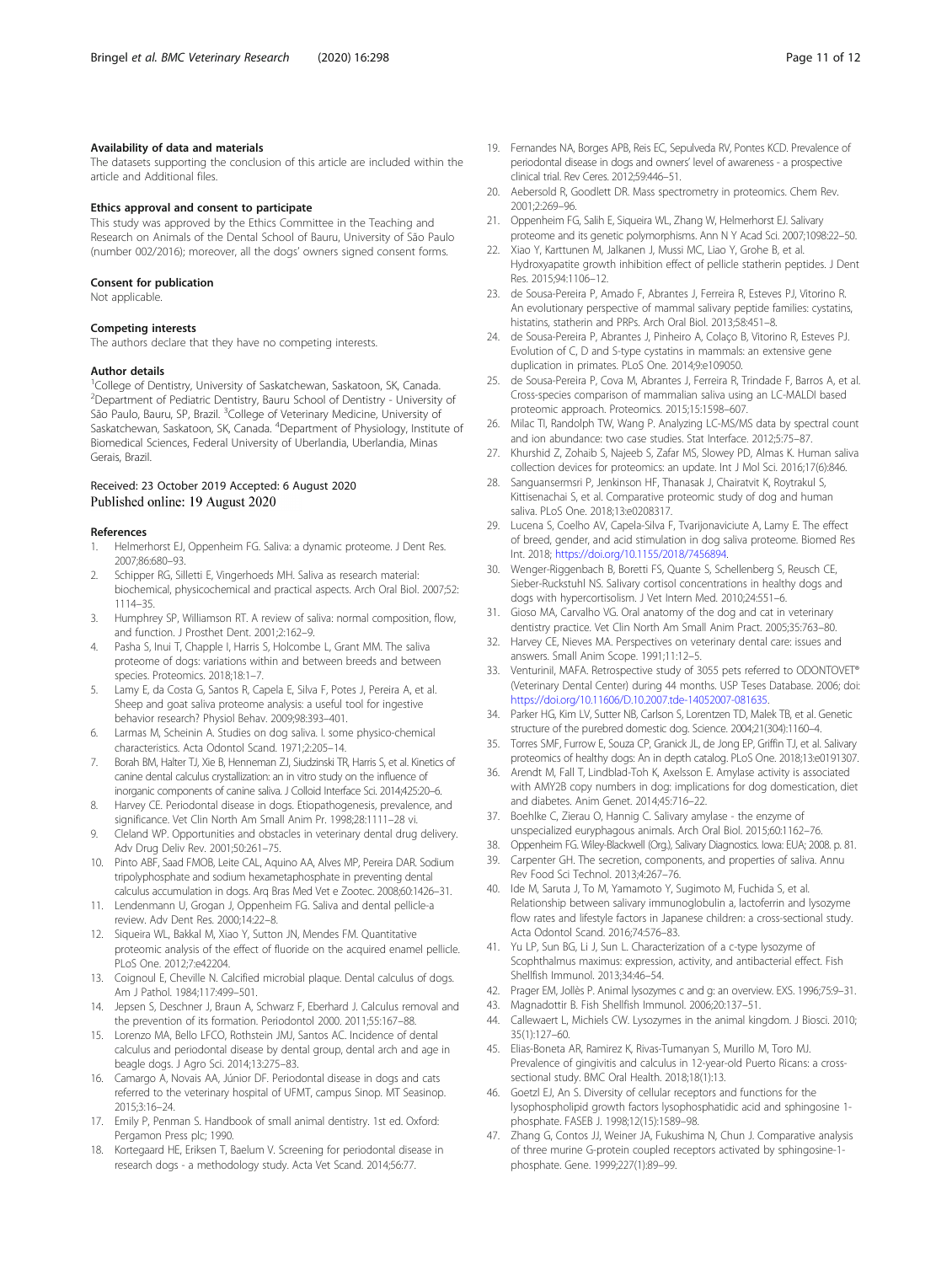#### Availability of data and materials

The datasets supporting the conclusion of this article are included within the article and Additional files.

#### Ethics approval and consent to participate

This study was approved by the Ethics Committee in the Teaching and Research on Animals of the Dental School of Bauru, University of São Paulo (number 002/2016); moreover, all the dogs' owners signed consent forms.

#### Consent for publication

Not applicable.

#### Competing interests

The authors declare that they have no competing interests.

#### Author details

[1]College of Dentistry, University of Saskatchewan, Saskatoon, SK, Canada. [2]Department of Pediatric Dentistry, Bauru School of Dentistry - University of São Paulo, Bauru, SP, Brazil. [3]College of Veterinary Medicine, University of Saskatchewan, Saskatoon, SK, Canada. [4]Department of Physiology, Institute of Biomedical Sciences, Federal University of Uberlandia, Uberlandia, Minas Gerais, Brazil.

Received: 23 October 2019 Accepted: 6 August 2020
Published online: 19 August 2020

#### References

1. Helmerhorst EJ, Oppenheim FG. Saliva: a dynamic proteome. J Dent Res. 2007;86:680–93.
2. Schipper RG, Silletti E, Vingerhoeds MH. Saliva as research material: biochemical, physicochemical and practical aspects. Arch Oral Biol. 2007;52:1114–35.
3. Humphrey SP, Williamson RT. A review of saliva: normal composition, flow, and function. J Prosthet Dent. 2001;2:162–9.
4. Pasha S, Inui T, Chapple I, Harris S, Holcombe L, Grant MM. The saliva proteome of dogs: variations within and between breeds and between species. Proteomics. 2018;18:1–7.
5. Lamy E, da Costa G, Santos R, Capela E, Silva F, Potes J, Pereira A, et al. Sheep and goat saliva proteome analysis: a useful tool for ingestive behavior research? Physiol Behav. 2009;98:393–401.
6. Larmas M, Scheinin A. Studies on dog saliva. I. some physico-chemical characteristics. Acta Odontol Scand. 1971;2:205–14.
7. Borah BM, Halter TJ, Xie B, Henneman ZJ, Siudzinski TR, Harris S, et al. Kinetics of canine dental calculus crystallization: an in vitro study on the influence of inorganic components of canine saliva. J Colloid Interface Sci. 2014;425:20–6.
8. Harvey CE. Periodontal disease in dogs. Etiopathogenesis, prevalence, and significance. Vet Clin North Am Small Anim Pr. 1998;28:1111–28 vi.
9. Cleland WP. Opportunities and obstacles in veterinary dental drug delivery. Adv Drug Deliv Rev. 2001;50:261–75.
10. Pinto ABF, Saad FMOB, Leite CAL, Aquino AA, Alves MP, Pereira DAR. Sodium tripolyphosphate and sodium hexametaphosphate in preventing dental calculus accumulation in dogs. Arq Bras Med Vet e Zootec. 2008;60:1426–31.
11. Lendenmann U, Grogan J, Oppenheim FG. Saliva and dental pellicle-a review. Adv Dent Res. 2000;14:22–8.
12. Siqueira WL, Bakkal M, Xiao Y, Sutton JN, Mendes FM. Quantitative proteomic analysis of the effect of fluoride on the acquired enamel pellicle. PLoS One. 2012;7:e42204.
13. Coignoul E, Cheville N. Calcified microbial plaque. Dental calculus of dogs. Am J Pathol. 1984;117:499–501.
14. Jepsen S, Deschner J, Braun A, Schwarz F, Eberhard J. Calculus removal and the prevention of its formation. Periodontol 2000. 2011;55:167–88.
15. Lorenzo MA, Bello LFCO, Rothstein JMJ, Santos AC. Incidence of dental calculus and periodontal disease by dental group, dental arch and age in beagle dogs. J Agro Sci. 2014;13:275–83.
16. Camargo A, Novais AA, Júnior DF. Periodontal disease in dogs and cats referred to the veterinary hospital of UFMT, campus Sinop. MT Seasinop. 2015;3:16–24.
17. Emily P, Penman S. Handbook of small animal dentistry. 1st ed. Oxford: Pergamon Press plc; 1990.
18. Kortegaard HE, Eriksen T, Baelum V. Screening for periodontal disease in research dogs - a methodology study. Acta Vet Scand. 2014;56:77.
19. Fernandes NA, Borges APB, Reis EC, Sepulveda RV, Pontes KCD. Prevalence of periodontal disease in dogs and owners' level of awareness - a prospective clinical trial. Rev Ceres. 2012;59:446–51.
20. Aebersold R, Goodlett DR. Mass spectrometry in proteomics. Chem Rev. 2001;2:269–96.
21. Oppenheim FG, Salih E, Siqueira WL, Zhang W, Helmerhorst EJ. Salivary proteome and its genetic polymorphisms. Ann N Y Acad Sci. 2007;1098:22–50.
22. Xiao Y, Karttunen M, Jalkanen J, Mussi MC, Liao Y, Grohe B, et al. Hydroxyapatite growth inhibition effect of pellicle statherin peptides. J Dent Res. 2015;94:1106–12.
23. de Sousa-Pereira P, Amado F, Abrantes J, Ferreira R, Esteves PJ, Vitorino R. An evolutionary perspective of mammal salivary peptide families: cystatins, histatins, statherin and PRPs. Arch Oral Biol. 2013;58:451–8.
24. de Sousa-Pereira P, Abrantes J, Pinheiro A, Colaço B, Vitorino R, Esteves PJ. Evolution of C, D and S-type cystatins in mammals: an extensive gene duplication in primates. PLoS One. 2014;9:e109050.
25. de Sousa-Pereira P, Cova M, Abrantes J, Ferreira R, Trindade F, Barros A, et al. Cross-species comparison of mammalian saliva using an LC-MALDI based proteomic approach. Proteomics. 2015;15:1598–607.
26. Milac TI, Randolph TW, Wang P. Analyzing LC-MS/MS data by spectral count and ion abundance: two case studies. Stat Interface. 2012;5:75–87.
27. Khurshid Z, Zohaib S, Najeeb S, Zafar MS, Slowey PD, Almas K. Human saliva collection devices for proteomics: an update. Int J Mol Sci. 2016;17(6):846.
28. Sanguansermsri P, Jenkinson HF, Thanasak J, Chairatvit K, Roytrakul S, Kittisenachai S, et al. Comparative proteomic study of dog and human saliva. PLoS One. 2018;13:e0208317.
29. Lucena S, Coelho AV, Capela-Silva F, Tvarijonaviciute A, Lamy E. The effect of breed, gender, and acid stimulation in dog saliva proteome. Biomed Res Int. 2018; https://doi.org/10.1155/2018/7456894.
30. Wenger-Riggenbach B, Boretti FS, Quante S, Schellenberg S, Reusch CE, Sieber-Ruckstuhl NS. Salivary cortisol concentrations in healthy dogs and dogs with hypercortisolism. J Vet Intern Med. 2010;24:551–6.
31. Gioso MA, Carvalho VG. Oral anatomy of the dog and cat in veterinary dentistry practice. Vet Clin North Am Small Anim Pract. 2005;35:763–80.
32. Harvey CE, Nieves MA. Perspectives on veterinary dental care: issues and answers. Small Anim Scope. 1991;11:12–5.
33. Venturinil, MAFA. Retrospective study of 3055 pets referred to ODONTOVET® (Veterinary Dental Center) during 44 months. USP Teses Database. 2006; doi: https://doi.org/10.11606/D.10.2007.tde-14052007-081635.
34. Parker HG, Kim LV, Sutter NB, Carlson S, Lorentzen TD, Malek TB, et al. Genetic structure of the purebred domestic dog. Science. 2004;21(304):1160–4.
35. Torres SMF, Furrow E, Souza CP, Granick JL, de Jong EP, Griffin TJ, et al. Salivary proteomics of healthy dogs: An in depth catalog. PLoS One. 2018;13:e0191307.
36. Arendt M, Fall T, Lindblad-Toh K, Axelsson E. Amylase activity is associated with AMY2B copy numbers in dog: implications for dog domestication, diet and diabetes. Anim Genet. 2014;45:716–22.
37. Boehlke C, Zierau O, Hannig C. Salivary amylase - the enzyme of unspecialized euryphagous animals. Arch Oral Biol. 2015;60:1162–76.
38. Oppenheim FG. Wiley-Blackwell (Org.), Salivary Diagnostics. Iowa: EUA; 2008. p. 81.
39. Carpenter GH. The secretion, components, and properties of saliva. Annu Rev Food Sci Technol. 2013;4:267–76.
40. Ide M, Saruta J, To M, Yamamoto Y, Sugimoto M, Fuchida S, et al. Relationship between salivary immunoglobulin a, lactoferrin and lysozyme flow rates and lifestyle factors in Japanese children: a cross-sectional study. Acta Odontol Scand. 2016;74:576–83.
41. Yu LP, Sun BG, Li J, Sun L. Characterization of a c-type lysozyme of Scophthalmus maximus: expression, activity, and antibacterial effect. Fish Shellfish Immunol. 2013;34:46–54.
42. Prager EM, Jollès P. Animal lysozymes c and g: an overview. EXS. 1996;75:9–31.
43. Magnadottir B. Fish Shellfish Immunol. 2006;20:137–51.
44. Callewaert L, Michiels CW. Lysozymes in the animal kingdom. J Biosci. 2010;35(1):127–60.
45. Elias-Boneta AR, Ramirez K, Rivas-Tumanyan S, Murillo M, Toro MJ. Prevalence of gingivitis and calculus in 12-year-old Puerto Ricans: a cross-sectional study. BMC Oral Health. 2018;18(1):13.
46. Goetzl EJ, An S. Diversity of cellular receptors and functions for the lysophospholipid growth factors lysophosphatidic acid and sphingosine 1-phosphate. FASEB J. 1998;12(15):1589–98.
47. Zhang G, Contos JJ, Weiner JA, Fukushima N, Chun J. Comparative analysis of three murine G-protein coupled receptors activated by sphingosine-1-phosphate. Gene. 1999;227(1):89–99.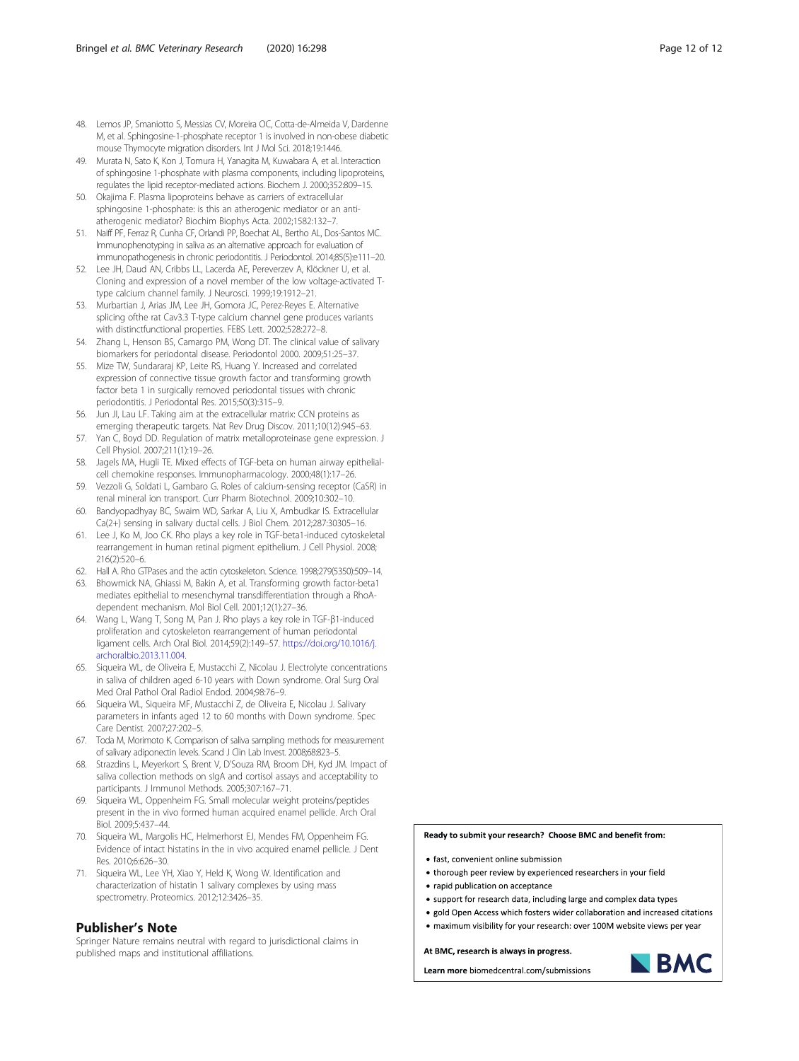48. Lemos JP, Smaniotto S, Messias CV, Moreira OC, Cotta-de-Almeida V, Dardenne M, et al. Sphingosine-1-phosphate receptor 1 is involved in non-obese diabetic mouse Thymocyte migration disorders. Int J Mol Sci. 2018;19:1446.
49. Murata N, Sato K, Kon J, Tomura H, Yanagita M, Kuwabara A, et al. Interaction of sphingosine 1-phosphate with plasma components, including lipoproteins, regulates the lipid receptor-mediated actions. Biochem J. 2000;352:809–15.
50. Okajima F. Plasma lipoproteins behave as carriers of extracellular sphingosine 1-phosphate: is this an atherogenic mediator or an anti-atherogenic mediator? Biochim Biophys Acta. 2002;1582:132–7.
51. Naiff PF, Ferraz R, Cunha CF, Orlandi PP, Boechat AL, Bertho AL, Dos-Santos MC. Immunophenotyping in saliva as an alternative approach for evaluation of immunopathogenesis in chronic periodontitis. J Periodontol. 2014;85(5):e111–20.
52. Lee JH, Daud AN, Cribbs LL, Lacerda AE, Pereverzev A, Klöckner U, et al. Cloning and expression of a novel member of the low voltage-activated T-type calcium channel family. J Neurosci. 1999;19:1912–21.
53. Murbartian J, Arias JM, Lee JH, Gomora JC, Perez-Reyes E. Alternative splicing ofthe rat Cav3.3 T-type calcium channel gene produces variants with distinctfunctional properties. FEBS Lett. 2002;528:272–8.
54. Zhang L, Henson BS, Camargo PM, Wong DT. The clinical value of salivary biomarkers for periodontal disease. Periodontol 2000. 2009;51:25–37.
55. Mize TW, Sundararaj KP, Leite RS, Huang Y. Increased and correlated expression of connective tissue growth factor and transforming growth factor beta 1 in surgically removed periodontal tissues with chronic periodontitis. J Periodontal Res. 2015;50(3):315–9.
56. Jun JI, Lau LF. Taking aim at the extracellular matrix: CCN proteins as emerging therapeutic targets. Nat Rev Drug Discov. 2011;10(12):945–63.
57. Yan C, Boyd DD. Regulation of matrix metalloproteinase gene expression. J Cell Physiol. 2007;211(1):19–26.
58. Jagels MA, Hugli TE. Mixed effects of TGF-beta on human airway epithelial-cell chemokine responses. Immunopharmacology. 2000;48(1):17–26.
59. Vezzoli G, Soldati L, Gambaro G. Roles of calcium-sensing receptor (CaSR) in renal mineral ion transport. Curr Pharm Biotechnol. 2009;10:302–10.
60. Bandyopadhyay BC, Swaim WD, Sarkar A, Liu X, Ambudkar IS. Extracellular Ca(2+) sensing in salivary ductal cells. J Biol Chem. 2012;287:30305–16.
61. Lee J, Ko M, Joo CK. Rho plays a key role in TGF-beta1-induced cytoskeletal rearrangement in human retinal pigment epithelium. J Cell Physiol. 2008; 216(2):520–6.
62. Hall A. Rho GTPases and the actin cytoskeleton. Science. 1998;279(5350):509–14.
63. Bhowmick NA, Ghiassi M, Bakin A, et al. Transforming growth factor-beta1 mediates epithelial to mesenchymal transdifferentiation through a RhoA-dependent mechanism. Mol Biol Cell. 2001;12(1):27–36.
64. Wang L, Wang T, Song M, Pan J. Rho plays a key role in TGF-β1-induced proliferation and cytoskeleton rearrangement of human periodontal ligament cells. Arch Oral Biol. 2014;59(2):149–57. https://doi.org/10.1016/j.archoralbio.2013.11.004.
65. Siqueira WL, de Oliveira E, Mustacchi Z, Nicolau J. Electrolyte concentrations in saliva of children aged 6-10 years with Down syndrome. Oral Surg Oral Med Oral Pathol Oral Radiol Endod. 2004;98:76–9.
66. Siqueira WL, Siqueira MF, Mustacchi Z, de Oliveira E, Nicolau J. Salivary parameters in infants aged 12 to 60 months with Down syndrome. Spec Care Dentist. 2007;27:202–5.
67. Toda M, Morimoto K. Comparison of saliva sampling methods for measurement of salivary adiponectin levels. Scand J Clin Lab Invest. 2008;68:823–5.
68. Strazdins L, Meyerkort S, Brent V, D'Souza RM, Broom DH, Kyd JM. Impact of saliva collection methods on sIgA and cortisol assays and acceptability to participants. J Immunol Methods. 2005;307:167–71.
69. Siqueira WL, Oppenheim FG. Small molecular weight proteins/peptides present in the in vivo formed human acquired enamel pellicle. Arch Oral Biol. 2009;5:437–44.
70. Siqueira WL, Margolis HC, Helmerhorst EJ, Mendes FM, Oppenheim FG. Evidence of intact histatins in the in vivo acquired enamel pellicle. J Dent Res. 2010;6:626–30.
71. Siqueira WL, Lee YH, Xiao Y, Held K, Wong W. Identification and characterization of histatin 1 salivary complexes by using mass spectrometry. Proteomics. 2012;12:3426–35.

## Publisher's Note

Springer Nature remains neutral with regard to jurisdictional claims in published maps and institutional affiliations.

**Ready to submit your research? Choose BMC and benefit from:**

- fast, convenient online submission
- thorough peer review by experienced researchers in your field
- rapid publication on acceptance
- support for research data, including large and complex data types
- gold Open Access which fosters wider collaboration and increased citations
- maximum visibility for your research: over 100M website views per year

**At BMC, research is always in progress.**

**Learn more** biomedcentral.com/submissions

BMC